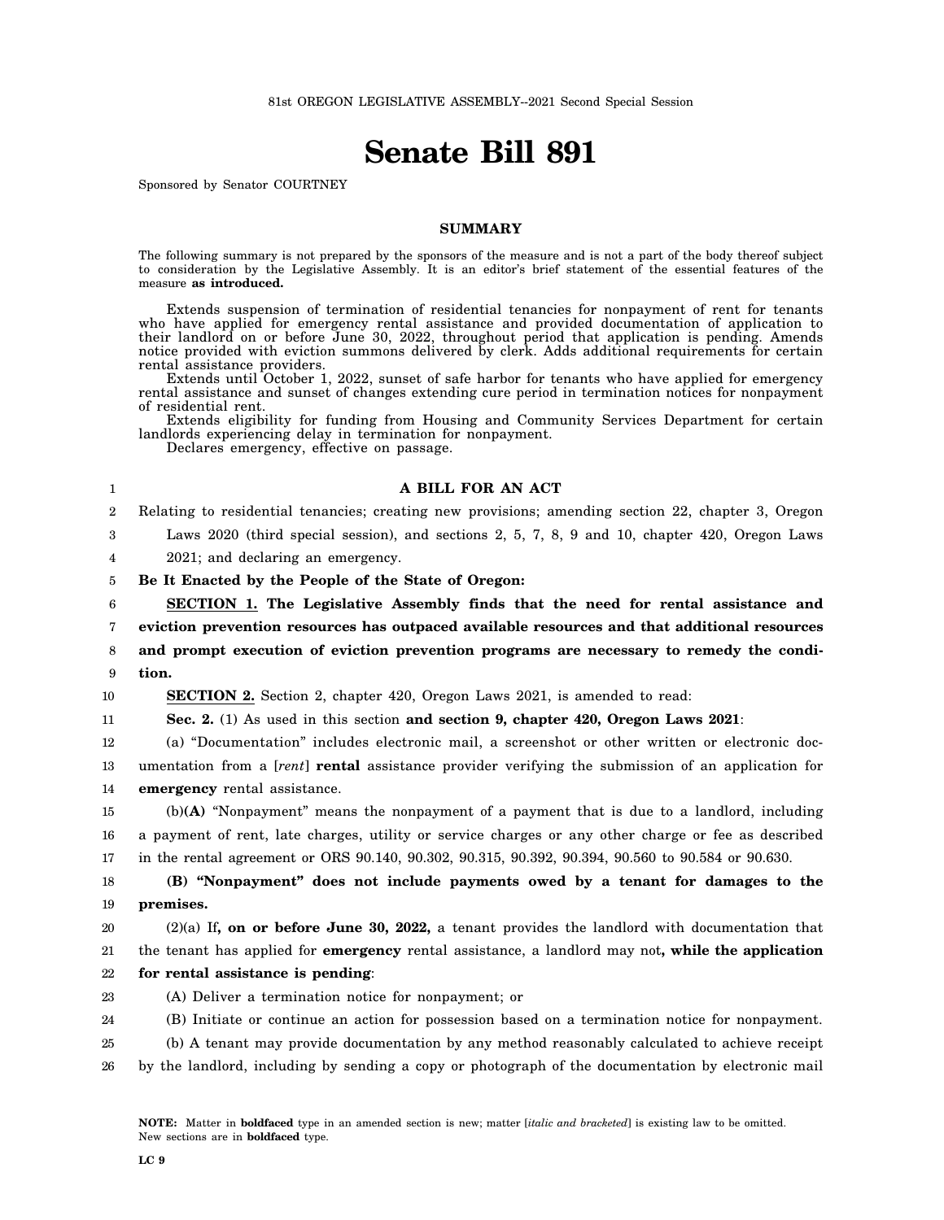81st OREGON LEGISLATIVE ASSEMBLY--2021 Second Special Session

# Senate Bill 891

Sponsored by Senator COURTNEY

## SUMMARY

The following summary is not prepared by the sponsors of the measure and is not a part of the body thereof subject to consideration by the Legislative Assembly. It is an editor's brief statement of the essential features of the measure **as introduced.**

Extends suspension of termination of residential tenancies for nonpayment of rent for tenants who have applied for emergency rental assistance and provided documentation of application to their landlord on or before June 30, 2022, throughout period that application is pending. Amends notice provided with eviction summons delivered by clerk. Adds additional requirements for certain rental assistance providers.

Extends until October 1, 2022, sunset of safe harbor for tenants who have applied for emergency rental assistance and sunset of changes extending cure period in termination notices for nonpayment of residential rent.

Extends eligibility for funding from Housing and Community Services Department for certain landlords experiencing delay in termination for nonpayment.

Declares emergency, effective on passage.

**A BILL FOR AN ACT**

Relating to residential tenancies; creating new provisions; amending section 22, chapter 3, Oregon Laws 2020 (third special session), and sections 2, 5, 7, 8, 9 and 10, chapter 420, Oregon Laws 2021; and declaring an emergency.

**Be It Enacted by the People of the State of Oregon:**

**SECTION 1. The Legislative Assembly finds that the need for rental assistance and eviction prevention resources has outpaced available resources and that additional resources and prompt execution of eviction prevention programs are necessary to remedy the condition.**

**SECTION 2.** Section 2, chapter 420, Oregon Laws 2021, is amended to read:

**Sec. 2.** (1) As used in this section **and section 9, chapter 420, Oregon Laws 2021**:

(a) "Documentation" includes electronic mail, a screenshot or other written or electronic documentation from a [*rent*] **rental** assistance provider verifying the submission of an application for **emergency** rental assistance.

(b)**(A)** "Nonpayment" means the nonpayment of a payment that is due to a landlord, including a payment of rent, late charges, utility or service charges or any other charge or fee as described in the rental agreement or ORS 90.140, 90.302, 90.315, 90.392, 90.394, 90.560 to 90.584 or 90.630.

**(B) "Nonpayment" does not include payments owed by a tenant for damages to the premises.**

(2)(a) If**, on or before June 30, 2022,** a tenant provides the landlord with documentation that the tenant has applied for **emergency** rental assistance, a landlord may not**, while the application for rental assistance is pending**:

(A) Deliver a termination notice for nonpayment; or

(B) Initiate or continue an action for possession based on a termination notice for nonpayment.

(b) A tenant may provide documentation by any method reasonably calculated to achieve receipt by the landlord, including by sending a copy or photograph of the documentation by electronic mail

**NOTE:** Matter in **boldfaced** type in an amended section is new; matter [*italic and bracketed*] is existing law to be omitted. New sections are in **boldfaced** type.

LC 9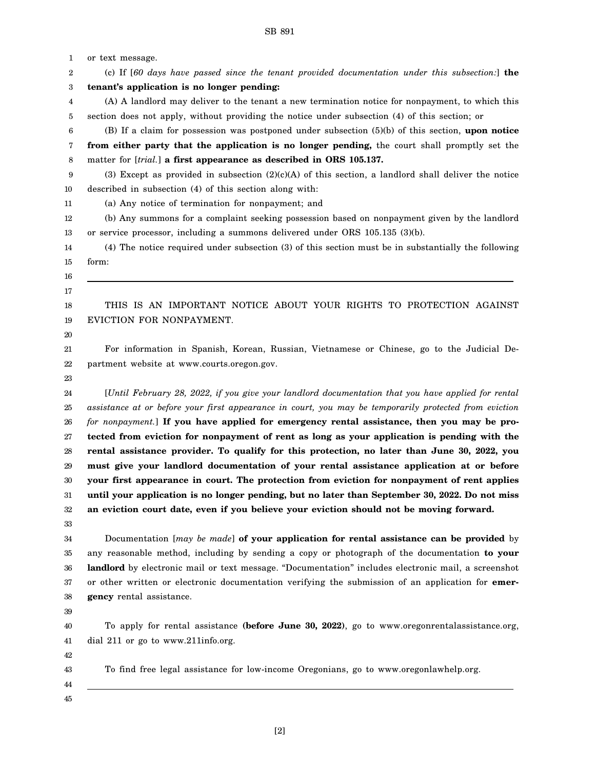or text message.

(c) If [*60 days have passed since the tenant provided documentation under this subsection:*] **the tenant's application is no longer pending:**

(A) A landlord may deliver to the tenant a new termination notice for nonpayment, to which this section does not apply, without providing the notice under subsection (4) of this section; or

(B) If a claim for possession was postponed under subsection (5)(b) of this section, **upon notice from either party that the application is no longer pending,** the court shall promptly set the matter for [*trial.*] **a first appearance as described in ORS 105.137.**

(3) Except as provided in subsection (2)(c)(A) of this section, a landlord shall deliver the notice described in subsection (4) of this section along with:

(a) Any notice of termination for nonpayment; and

(b) Any summons for a complaint seeking possession based on nonpayment given by the landlord or service processor, including a summons delivered under ORS 105.135 (3)(b).

(4) The notice required under subsection (3) of this section must be in substantially the following form:

---

THIS IS AN IMPORTANT NOTICE ABOUT YOUR RIGHTS TO PROTECTION AGAINST EVICTION FOR NONPAYMENT.

For information in Spanish, Korean, Russian, Vietnamese or Chinese, go to the Judicial Department website at www.courts.oregon.gov.

[*Until February 28, 2022, if you give your landlord documentation that you have applied for rental assistance at or before your first appearance in court, you may be temporarily protected from eviction for nonpayment.*] **If you have applied for emergency rental assistance, then you may be protected from eviction for nonpayment of rent as long as your application is pending with the rental assistance provider. To qualify for this protection, no later than June 30, 2022, you must give your landlord documentation of your rental assistance application at or before your first appearance in court. The protection from eviction for nonpayment of rent applies until your application is no longer pending, but no later than September 30, 2022. Do not miss an eviction court date, even if you believe your eviction should not be moving forward.**

Documentation [*may be made*] **of your application for rental assistance can be provided** by any reasonable method, including by sending a copy or photograph of the documentation **to your landlord** by electronic mail or text message. "Documentation" includes electronic mail, a screenshot or other written or electronic documentation verifying the submission of an application for **emergency** rental assistance.

To apply for rental assistance **(before June 30, 2022)**, go to www.oregonrentalassistance.org, dial 211 or go to www.211info.org.

To find free legal assistance for low-income Oregonians, go to www.oregonlawhelp.org.

---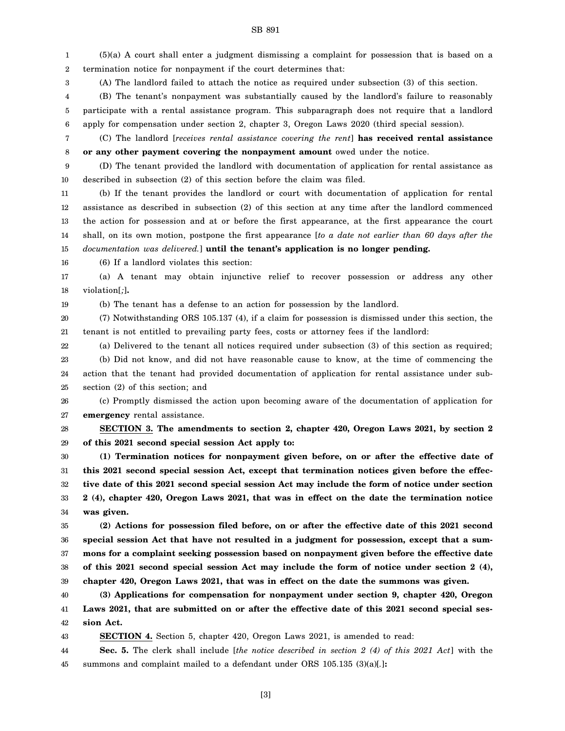(5)(a) A court shall enter a judgment dismissing a complaint for possession that is based on a termination notice for nonpayment if the court determines that:

(A) The landlord failed to attach the notice as required under subsection (3) of this section.

(B) The tenant's nonpayment was substantially caused by the landlord's failure to reasonably participate with a rental assistance program. This subparagraph does not require that a landlord apply for compensation under section 2, chapter 3, Oregon Laws 2020 (third special session).

(C) The landlord [*receives rental assistance covering the rent*] **has received rental assistance or any other payment covering the nonpayment amount** owed under the notice.

(D) The tenant provided the landlord with documentation of application for rental assistance as described in subsection (2) of this section before the claim was filed.

(b) If the tenant provides the landlord or court with documentation of application for rental assistance as described in subsection (2) of this section at any time after the landlord commenced the action for possession and at or before the first appearance, at the first appearance the court shall, on its own motion, postpone the first appearance [*to a date not earlier than 60 days after the documentation was delivered.*] **until the tenant's application is no longer pending.**

(6) If a landlord violates this section:

(a) A tenant may obtain injunctive relief to recover possession or address any other violation[*;*]**.**

(b) The tenant has a defense to an action for possession by the landlord.

(7) Notwithstanding ORS 105.137 (4), if a claim for possession is dismissed under this section, the tenant is not entitled to prevailing party fees, costs or attorney fees if the landlord:

(a) Delivered to the tenant all notices required under subsection (3) of this section as required;

(b) Did not know, and did not have reasonable cause to know, at the time of commencing the action that the tenant had provided documentation of application for rental assistance under subsection (2) of this section; and

(c) Promptly dismissed the action upon becoming aware of the documentation of application for **emergency** rental assistance.

**SECTION 3. The amendments to section 2, chapter 420, Oregon Laws 2021, by section 2 of this 2021 second special session Act apply to:**

**(1) Termination notices for nonpayment given before, on or after the effective date of this 2021 second special session Act, except that termination notices given before the effective date of this 2021 second special session Act may include the form of notice under section 2 (4), chapter 420, Oregon Laws 2021, that was in effect on the date the termination notice was given.**

**(2) Actions for possession filed before, on or after the effective date of this 2021 second special session Act that have not resulted in a judgment for possession, except that a summons for a complaint seeking possession based on nonpayment given before the effective date of this 2021 second special session Act may include the form of notice under section 2 (4), chapter 420, Oregon Laws 2021, that was in effect on the date the summons was given.**

**(3) Applications for compensation for nonpayment under section 9, chapter 420, Oregon Laws 2021, that are submitted on or after the effective date of this 2021 second special session Act.**

**SECTION 4.** Section 5, chapter 420, Oregon Laws 2021, is amended to read:

**Sec. 5.** The clerk shall include [*the notice described in section 2 (4) of this 2021 Act*] with the summons and complaint mailed to a defendant under ORS 105.135 (3)(a)[*.*]**:**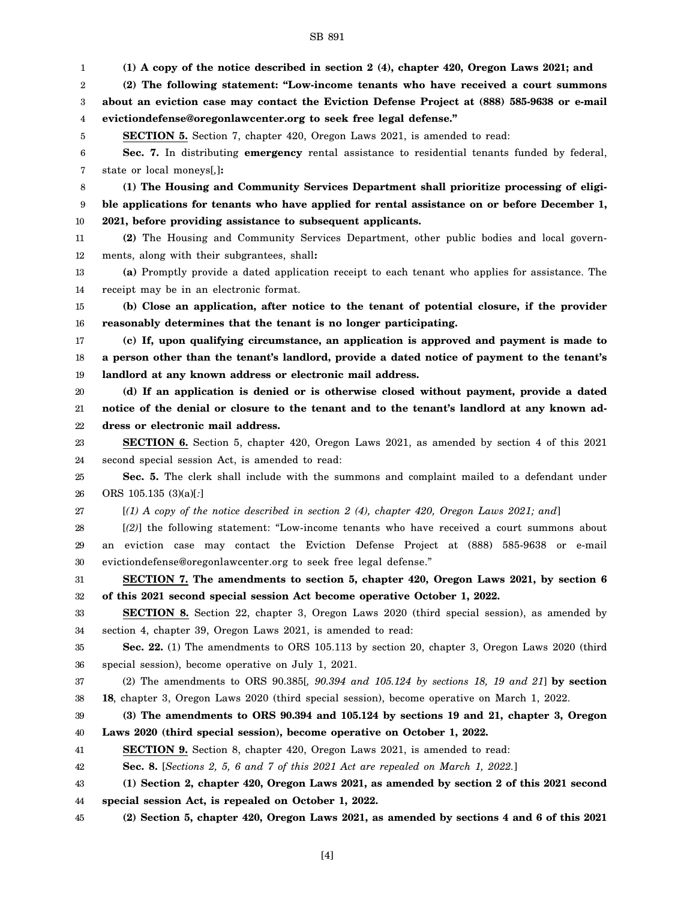**(1) A copy of the notice described in section 2 (4), chapter 420, Oregon Laws 2021; and**

**(2) The following statement: "Low-income tenants who have received a court summons about an eviction case may contact the Eviction Defense Project at (888) 585-9638 or e-mail evictiondefense@oregonlawcenter.org to seek free legal defense."**

**SECTION 5.** Section 7, chapter 420, Oregon Laws 2021, is amended to read:

**Sec. 7.** In distributing **emergency** rental assistance to residential tenants funded by federal, state or local moneys[,]**:**

**(1) The Housing and Community Services Department shall prioritize processing of eligible applications for tenants who have applied for rental assistance on or before December 1, 2021, before providing assistance to subsequent applicants.**

**(2)** The Housing and Community Services Department, other public bodies and local governments, along with their subgrantees, shall**:**

**(a)** Promptly provide a dated application receipt to each tenant who applies for assistance. The receipt may be in an electronic format.

**(b) Close an application, after notice to the tenant of potential closure, if the provider reasonably determines that the tenant is no longer participating.**

**(c) If, upon qualifying circumstance, an application is approved and payment is made to a person other than the tenant's landlord, provide a dated notice of payment to the tenant's landlord at any known address or electronic mail address.**

**(d) If an application is denied or is otherwise closed without payment, provide a dated notice of the denial or closure to the tenant and to the tenant's landlord at any known address or electronic mail address.**

**SECTION 6.** Section 5, chapter 420, Oregon Laws 2021, as amended by section 4 of this 2021 second special session Act, is amended to read:

**Sec. 5.** The clerk shall include with the summons and complaint mailed to a defendant under ORS 105.135 (3)(a)[*:*]

[*(1) A copy of the notice described in section 2 (4), chapter 420, Oregon Laws 2021; and*]

[*(2)*] the following statement: "Low-income tenants who have received a court summons about an eviction case may contact the Eviction Defense Project at (888) 585-9638 or e-mail evictiondefense@oregonlawcenter.org to seek free legal defense."

**SECTION 7. The amendments to section 5, chapter 420, Oregon Laws 2021, by section 6 of this 2021 second special session Act become operative October 1, 2022.**

**SECTION 8.** Section 22, chapter 3, Oregon Laws 2020 (third special session), as amended by section 4, chapter 39, Oregon Laws 2021, is amended to read:

**Sec. 22.** (1) The amendments to ORS 105.113 by section 20, chapter 3, Oregon Laws 2020 (third special session), become operative on July 1, 2021.

(2) The amendments to ORS 90.385[*, 90.394 and 105.124 by sections 18, 19 and 21*] **by section 18**, chapter 3, Oregon Laws 2020 (third special session), become operative on March 1, 2022.

**(3) The amendments to ORS 90.394 and 105.124 by sections 19 and 21, chapter 3, Oregon Laws 2020 (third special session), become operative on October 1, 2022.**

**SECTION 9.** Section 8, chapter 420, Oregon Laws 2021, is amended to read:

**Sec. 8.** [*Sections 2, 5, 6 and 7 of this 2021 Act are repealed on March 1, 2022.*]

**(1) Section 2, chapter 420, Oregon Laws 2021, as amended by section 2 of this 2021 second special session Act, is repealed on October 1, 2022.**

**(2) Section 5, chapter 420, Oregon Laws 2021, as amended by sections 4 and 6 of this 2021**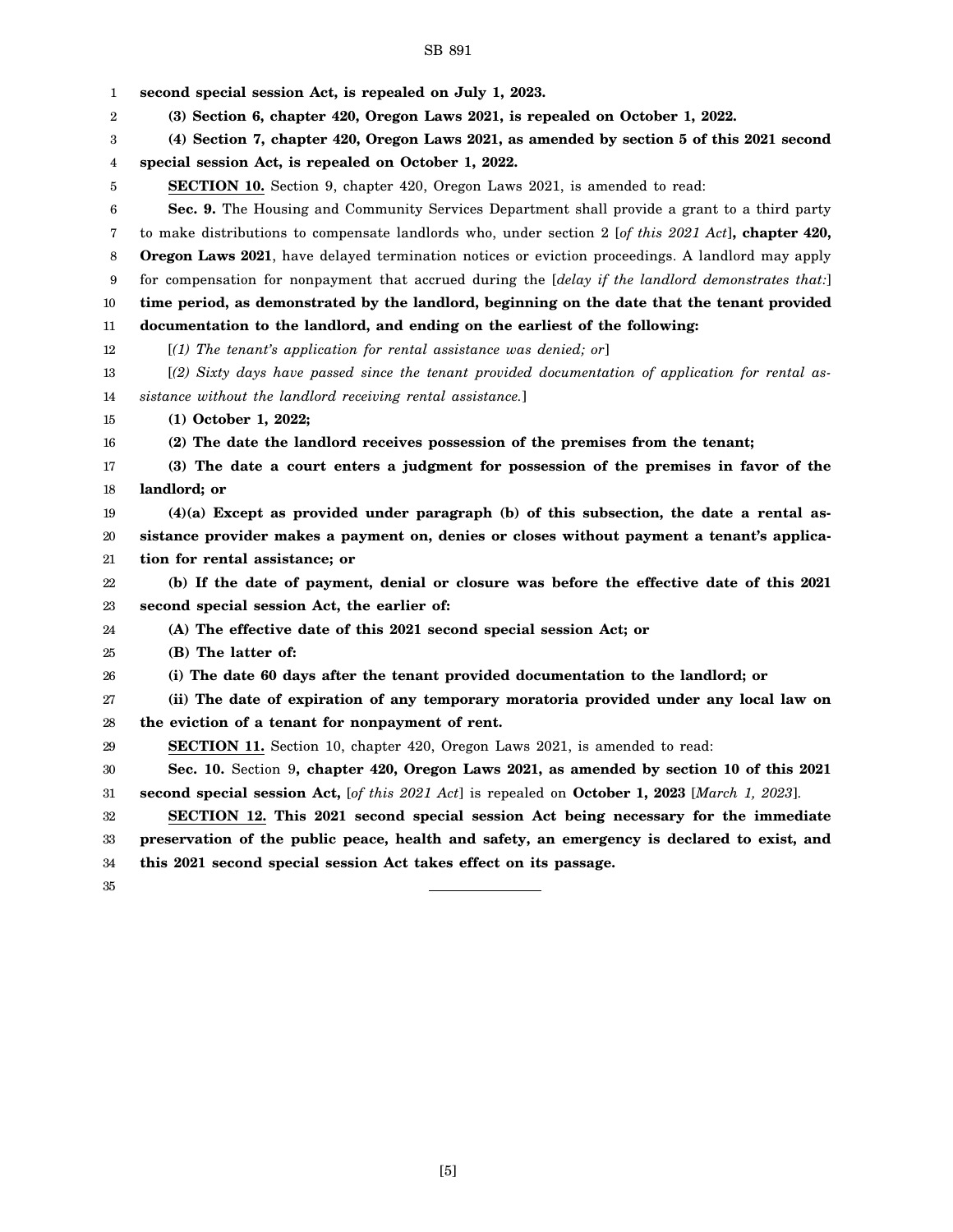**second special session Act, is repealed on July 1, 2023.**

**(3) Section 6, chapter 420, Oregon Laws 2021, is repealed on October 1, 2022.**

**(4) Section 7, chapter 420, Oregon Laws 2021, as amended by section 5 of this 2021 second special session Act, is repealed on October 1, 2022.**

**SECTION 10.** Section 9, chapter 420, Oregon Laws 2021, is amended to read:

**Sec. 9.** The Housing and Community Services Department shall provide a grant to a third party to make distributions to compensate landlords who, under section 2 [*of this 2021 Act*]**, chapter 420, Oregon Laws 2021**, have delayed termination notices or eviction proceedings. A landlord may apply for compensation for nonpayment that accrued during the [*delay if the landlord demonstrates that:*] **time period, as demonstrated by the landlord, beginning on the date that the tenant provided documentation to the landlord, and ending on the earliest of the following:**

[*(1) The tenant's application for rental assistance was denied; or*]

[*(2) Sixty days have passed since the tenant provided documentation of application for rental assistance without the landlord receiving rental assistance.*]

**(1) October 1, 2022;**

**(2) The date the landlord receives possession of the premises from the tenant;**

**(3) The date a court enters a judgment for possession of the premises in favor of the landlord; or**

**(4)(a) Except as provided under paragraph (b) of this subsection, the date a rental assistance provider makes a payment on, denies or closes without payment a tenant's application for rental assistance; or**

**(b) If the date of payment, denial or closure was before the effective date of this 2021 second special session Act, the earlier of:**

**(A) The effective date of this 2021 second special session Act; or**

**(B) The latter of:**

**(i) The date 60 days after the tenant provided documentation to the landlord; or**

**(ii) The date of expiration of any temporary moratoria provided under any local law on the eviction of a tenant for nonpayment of rent.**

**SECTION 11.** Section 10, chapter 420, Oregon Laws 2021, is amended to read:

**Sec. 10.** Section 9**, chapter 420, Oregon Laws 2021, as amended by section 10 of this 2021 second special session Act,** [*of this 2021 Act*] is repealed on **October 1, 2023** [*March 1, 2023*].

**SECTION 12. This 2021 second special session Act being necessary for the immediate preservation of the public peace, health and safety, an emergency is declared to exist, and this 2021 second special session Act takes effect on its passage.**